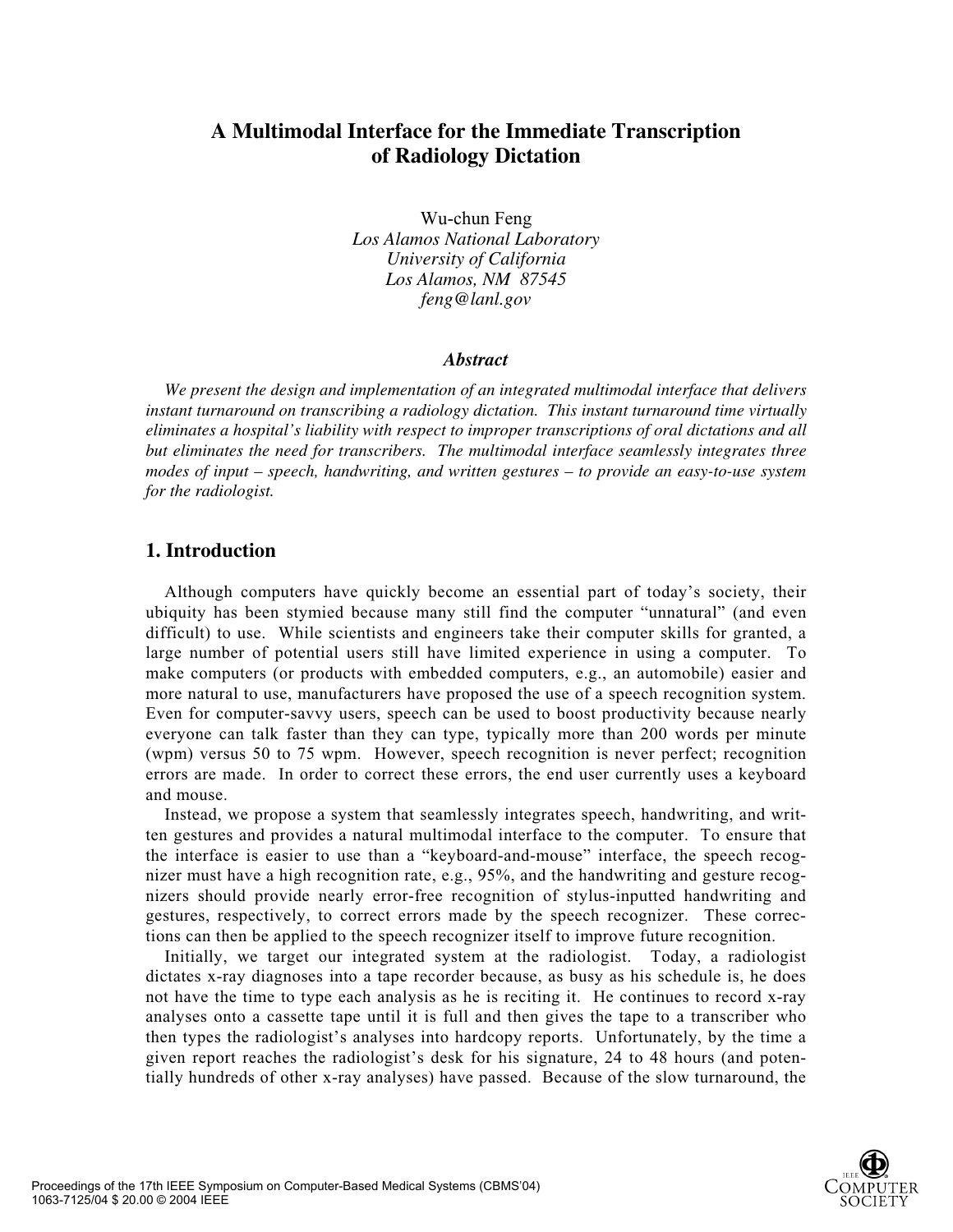# A Multimodal Interface for the Immediate Transcription of Radiology Dictation

Wu-chun Feng
*Los Alamos National Laboratory*
*University of California*
*Los Alamos, NM 87545*
*feng@lanl.gov*

### *Abstract*

*We present the design and implementation of an integrated multimodal interface that delivers instant turnaround on transcribing a radiology dictation. This instant turnaround time virtually eliminates a hospital's liability with respect to improper transcriptions of oral dictations and all but eliminates the need for transcribers. The multimodal interface seamlessly integrates three modes of input – speech, handwriting, and written gestures – to provide an easy-to-use system for the radiologist.*

## 1. Introduction

Although computers have quickly become an essential part of today's society, their ubiquity has been stymied because many still find the computer "unnatural" (and even difficult) to use. While scientists and engineers take their computer skills for granted, a large number of potential users still have limited experience in using a computer. To make computers (or products with embedded computers, e.g., an automobile) easier and more natural to use, manufacturers have proposed the use of a speech recognition system. Even for computer-savvy users, speech can be used to boost productivity because nearly everyone can talk faster than they can type, typically more than 200 words per minute (wpm) versus 50 to 75 wpm. However, speech recognition is never perfect; recognition errors are made. In order to correct these errors, the end user currently uses a keyboard and mouse.

Instead, we propose a system that seamlessly integrates speech, handwriting, and written gestures and provides a natural multimodal interface to the computer. To ensure that the interface is easier to use than a "keyboard-and-mouse" interface, the speech recognizer must have a high recognition rate, e.g., 95%, and the handwriting and gesture recognizers should provide nearly error-free recognition of stylus-inputted handwriting and gestures, respectively, to correct errors made by the speech recognizer. These corrections can then be applied to the speech recognizer itself to improve future recognition.

Initially, we target our integrated system at the radiologist. Today, a radiologist dictates x-ray diagnoses into a tape recorder because, as busy as his schedule is, he does not have the time to type each analysis as he is reciting it. He continues to record x-ray analyses onto a cassette tape until it is full and then gives the tape to a transcriber who then types the radiologist's analyses into hardcopy reports. Unfortunately, by the time a given report reaches the radiologist's desk for his signature, 24 to 48 hours (and potentially hundreds of other x-ray analyses) have passed. Because of the slow turnaround, the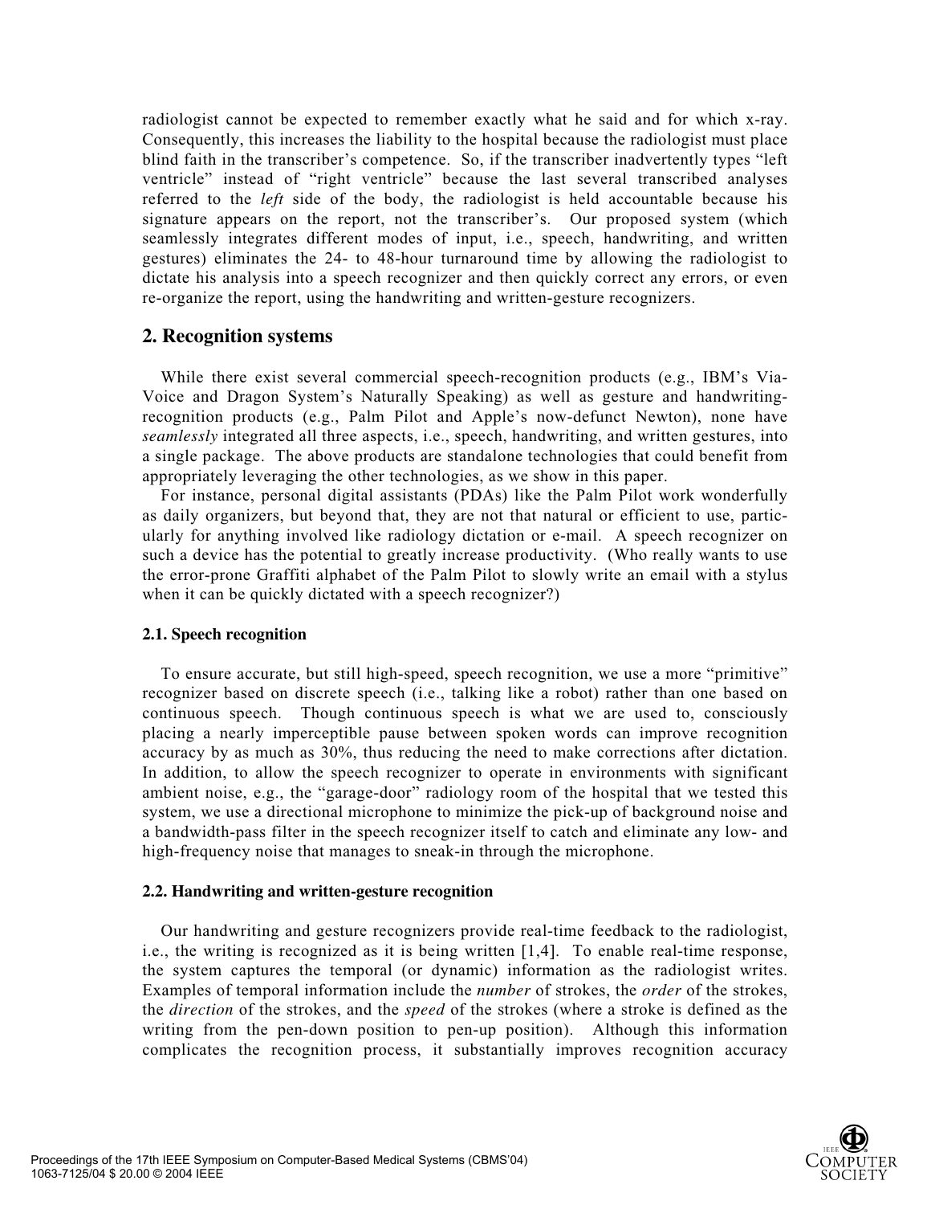radiologist cannot be expected to remember exactly what he said and for which x-ray. Consequently, this increases the liability to the hospital because the radiologist must place blind faith in the transcriber's competence. So, if the transcriber inadvertently types "left ventricle" instead of "right ventricle" because the last several transcribed analyses referred to the *left* side of the body, the radiologist is held accountable because his signature appears on the report, not the transcriber's. Our proposed system (which seamlessly integrates different modes of input, i.e., speech, handwriting, and written gestures) eliminates the 24- to 48-hour turnaround time by allowing the radiologist to dictate his analysis into a speech recognizer and then quickly correct any errors, or even re-organize the report, using the handwriting and written-gesture recognizers.

## 2. Recognition systems

While there exist several commercial speech-recognition products (e.g., IBM's Via-Voice and Dragon System's Naturally Speaking) as well as gesture and handwriting-recognition products (e.g., Palm Pilot and Apple's now-defunct Newton), none have *seamlessly* integrated all three aspects, i.e., speech, handwriting, and written gestures, into a single package. The above products are standalone technologies that could benefit from appropriately leveraging the other technologies, as we show in this paper.

For instance, personal digital assistants (PDAs) like the Palm Pilot work wonderfully as daily organizers, but beyond that, they are not that natural or efficient to use, particularly for anything involved like radiology dictation or e-mail. A speech recognizer on such a device has the potential to greatly increase productivity. (Who really wants to use the error-prone Graffiti alphabet of the Palm Pilot to slowly write an email with a stylus when it can be quickly dictated with a speech recognizer?)

### 2.1. Speech recognition

To ensure accurate, but still high-speed, speech recognition, we use a more "primitive" recognizer based on discrete speech (i.e., talking like a robot) rather than one based on continuous speech. Though continuous speech is what we are used to, consciously placing a nearly imperceptible pause between spoken words can improve recognition accuracy by as much as 30%, thus reducing the need to make corrections after dictation. In addition, to allow the speech recognizer to operate in environments with significant ambient noise, e.g., the "garage-door" radiology room of the hospital that we tested this system, we use a directional microphone to minimize the pick-up of background noise and a bandwidth-pass filter in the speech recognizer itself to catch and eliminate any low- and high-frequency noise that manages to sneak-in through the microphone.

### 2.2. Handwriting and written-gesture recognition

Our handwriting and gesture recognizers provide real-time feedback to the radiologist, i.e., the writing is recognized as it is being written [1,4]. To enable real-time response, the system captures the temporal (or dynamic) information as the radiologist writes. Examples of temporal information include the *number* of strokes, the *order* of the strokes, the *direction* of the strokes, and the *speed* of the strokes (where a stroke is defined as the writing from the pen-down position to pen-up position). Although this information complicates the recognition process, it substantially improves recognition accuracy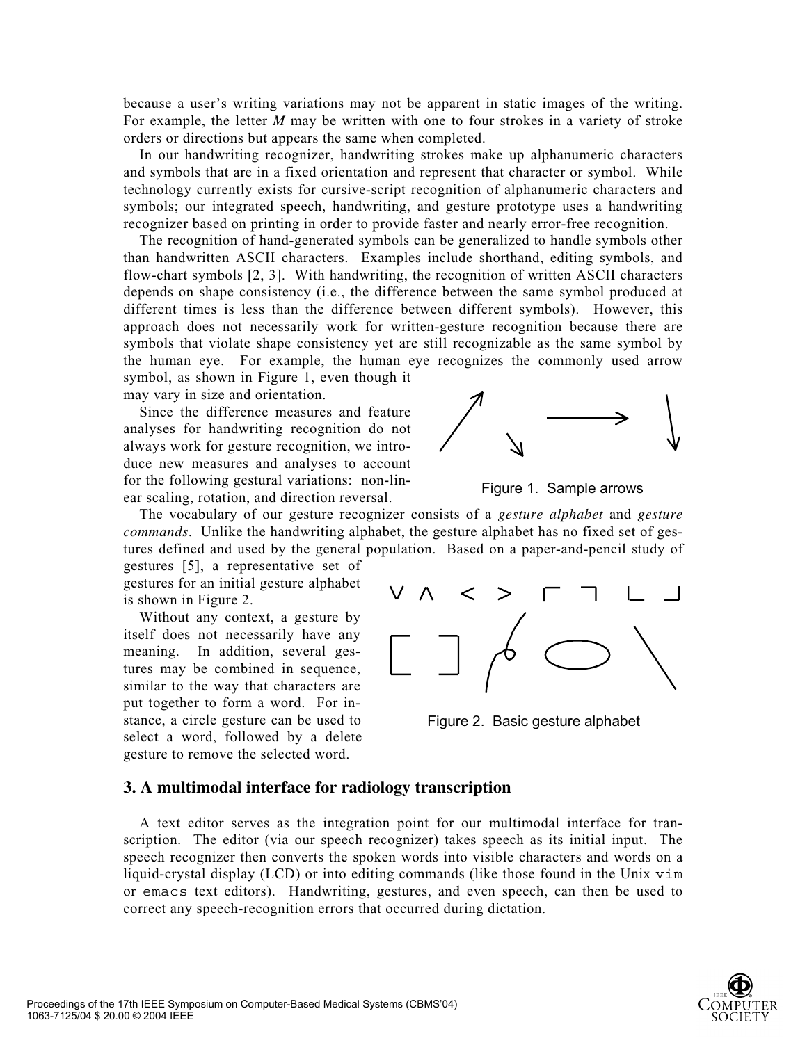because a user's writing variations may not be apparent in static images of the writing. For example, the letter ***M*** may be written with one to four strokes in a variety of stroke orders or directions but appears the same when completed.

In our handwriting recognizer, handwriting strokes make up alphanumeric characters and symbols that are in a fixed orientation and represent that character or symbol. While technology currently exists for cursive-script recognition of alphanumeric characters and symbols; our integrated speech, handwriting, and gesture prototype uses a handwriting recognizer based on printing in order to provide faster and nearly error-free recognition.

The recognition of hand-generated symbols can be generalized to handle symbols other than handwritten ASCII characters. Examples include shorthand, editing symbols, and flow-chart symbols [2, 3]. With handwriting, the recognition of written ASCII characters depends on shape consistency (i.e., the difference between the same symbol produced at different times is less than the difference between different symbols). However, this approach does not necessarily work for written-gesture recognition because there are symbols that violate shape consistency yet are still recognizable as the same symbol by the human eye. For example, the human eye recognizes the commonly used arrow symbol, as shown in Figure 1, even though it may vary in size and orientation.

Figure 1. Sample arrows

Since the difference measures and feature analyses for handwriting recognition do not always work for gesture recognition, we introduce new measures and analyses to account for the following gestural variations: non-linear scaling, rotation, and direction reversal.

The vocabulary of our gesture recognizer consists of a *gesture alphabet* and *gesture commands*. Unlike the handwriting alphabet, the gesture alphabet has no fixed set of gestures defined and used by the general population. Based on a paper-and-pencil study of gestures [5], a representative set of gestures for an initial gesture alphabet is shown in Figure 2.

Figure 2. Basic gesture alphabet

Without any context, a gesture by itself does not necessarily have any meaning. In addition, several gestures may be combined in sequence, similar to the way that characters are put together to form a word. For instance, a circle gesture can be used to select a word, followed by a delete gesture to remove the selected word.

## 3. A multimodal interface for radiology transcription

A text editor serves as the integration point for our multimodal interface for transcription. The editor (via our speech recognizer) takes speech as its initial input. The speech recognizer then converts the spoken words into visible characters and words on a liquid-crystal display (LCD) or into editing commands (like those found in the Unix `vim` or `emacs` text editors). Handwriting, gestures, and even speech, can then be used to correct any speech-recognition errors that occurred during dictation.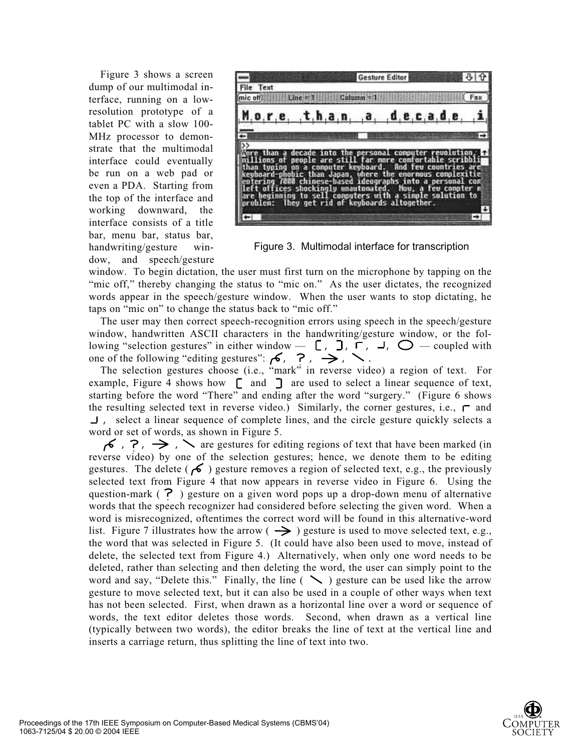Figure 3 shows a screen dump of our multimodal interface, running on a low-resolution prototype of a tablet PC with a slow 100-MHz processor to demonstrate that the multimodal interface could eventually be run on a web pad or even a PDA. Starting from the top of the interface and working downward, the interface consists of a title bar, menu bar, status bar, handwriting/gesture window, and speech/gesture window. To begin dictation, the user must first turn on the microphone by tapping on the "mic off," thereby changing the status to "mic on." As the user dictates, the recognized words appear in the speech/gesture window. When the user wants to stop dictating, he taps on "mic on" to change the status back to "mic off."

Figure 3. Multimodal interface for transcription

The user may then correct speech-recognition errors using speech in the speech/gesture window, handwritten ASCII characters in the handwriting/gesture window, or the following "selection gestures" in either window — [, ], ┌, ┘, ○ — coupled with one of the following "editing gestures": ↺, ?, →, ╲.

The selection gestures choose (i.e., "mark" in reverse video) a region of text. For example, Figure 4 shows how [ and ] are used to select a linear sequence of text, starting before the word "There" and ending after the word "surgery." (Figure 6 shows the resulting selected text in reverse video.) Similarly, the corner gestures, i.e., ┌ and ┘, select a linear sequence of complete lines, and the circle gesture quickly selects a word or set of words, as shown in Figure 5.

↺, ?, →, ╲ are gestures for editing regions of text that have been marked (in reverse video) by one of the selection gestures; hence, we denote them to be editing gestures. The delete (↺) gesture removes a region of selected text, e.g., the previously selected text from Figure 4 that now appears in reverse video in Figure 6. Using the question-mark (?) gesture on a given word pops up a drop-down menu of alternative words that the speech recognizer had considered before selecting the given word. When a word is misrecognized, oftentimes the correct word will be found in this alternative-word list. Figure 7 illustrates how the arrow (→) gesture is used to move selected text, e.g., the word that was selected in Figure 5. (It could have also been used to move, instead of delete, the selected text from Figure 4.) Alternatively, when only one word needs to be deleted, rather than selecting and then deleting the word, the user can simply point to the word and say, "Delete this." Finally, the line (╲) gesture can be used like the arrow gesture to move selected text, but it can also be used in a couple of other ways when text has not been selected. First, when drawn as a horizontal line over a word or sequence of words, the text editor deletes those words. Second, when drawn as a vertical line (typically between two words), the editor breaks the line of text at the vertical line and inserts a carriage return, thus splitting the line of text into two.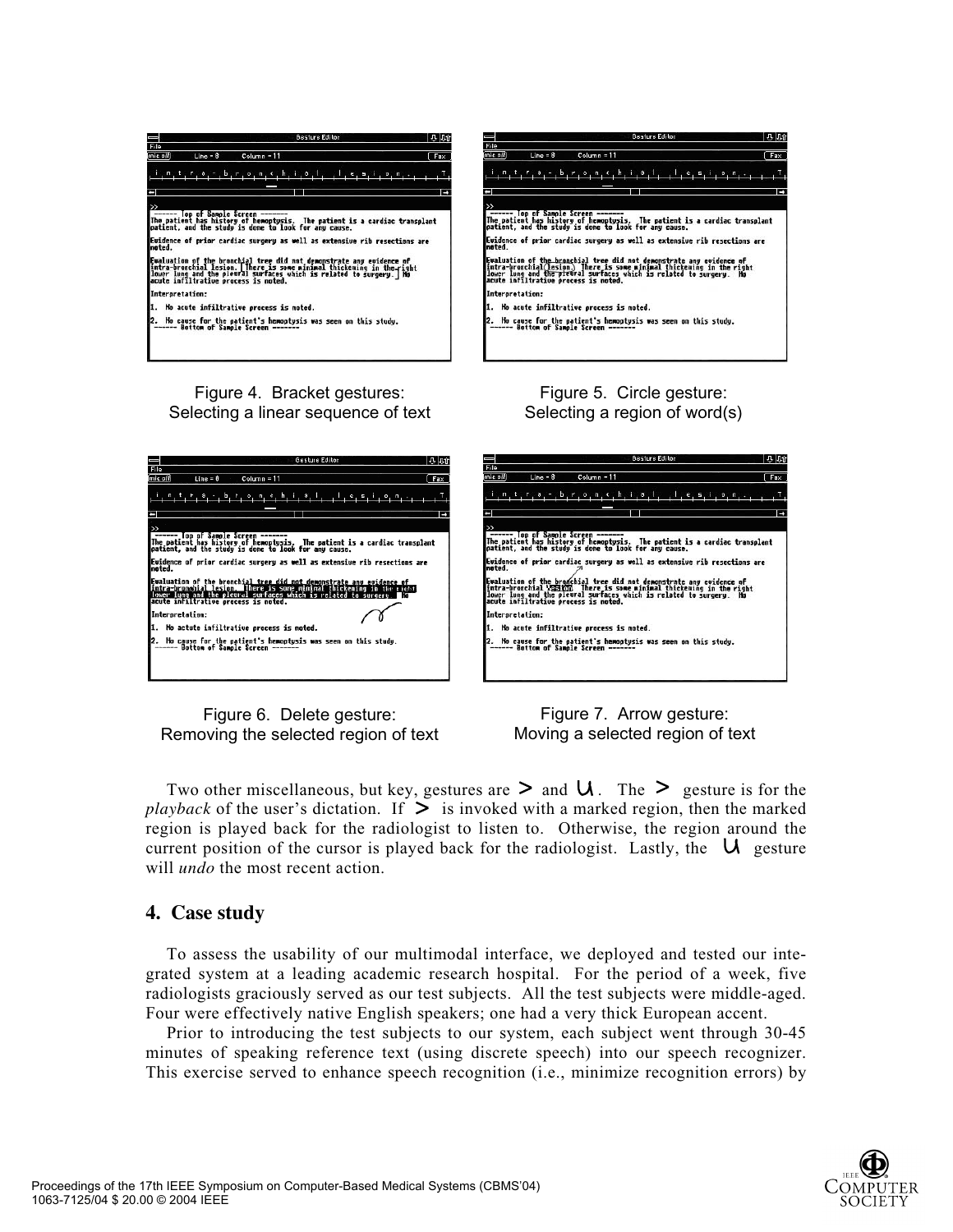Figure 4. Bracket gestures: Selecting a linear sequence of text

Figure 5. Circle gesture: Selecting a region of word(s)

Figure 6. Delete gesture: Removing the selected region of text

Figure 7. Arrow gesture: Moving a selected region of text

Two other miscellaneous, but key, gestures are > and U. The > gesture is for the *playback* of the user's dictation. If > is invoked with a marked region, then the marked region is played back for the radiologist to listen to. Otherwise, the region around the current position of the cursor is played back for the radiologist. Lastly, the U gesture will *undo* the most recent action.

## 4. Case study

To assess the usability of our multimodal interface, we deployed and tested our integrated system at a leading academic research hospital. For the period of a week, five radiologists graciously served as our test subjects. All the test subjects were middle-aged. Four were effectively native English speakers; one had a very thick European accent.

Prior to introducing the test subjects to our system, each subject went through 30-45 minutes of speaking reference text (using discrete speech) into our speech recognizer. This exercise served to enhance speech recognition (i.e., minimize recognition errors) by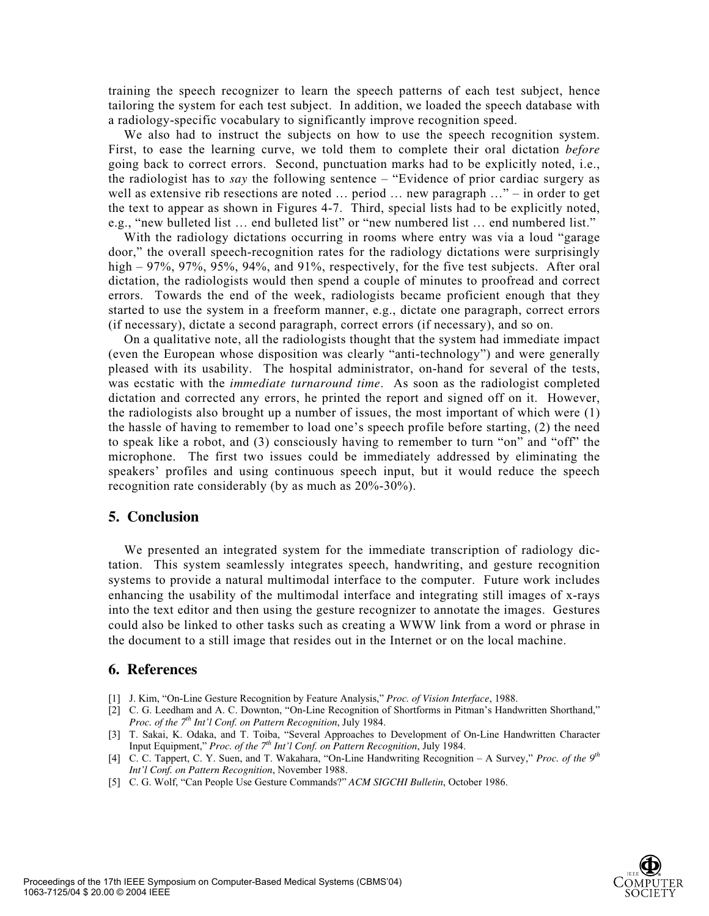training the speech recognizer to learn the speech patterns of each test subject, hence tailoring the system for each test subject. In addition, we loaded the speech database with a radiology-specific vocabulary to significantly improve recognition speed.

We also had to instruct the subjects on how to use the speech recognition system. First, to ease the learning curve, we told them to complete their oral dictation *before* going back to correct errors. Second, punctuation marks had to be explicitly noted, i.e., the radiologist has to *say* the following sentence – "Evidence of prior cardiac surgery as well as extensive rib resections are noted … period … new paragraph …" – in order to get the text to appear as shown in Figures 4-7. Third, special lists had to be explicitly noted, e.g., "new bulleted list … end bulleted list" or "new numbered list … end numbered list."

With the radiology dictations occurring in rooms where entry was via a loud "garage door," the overall speech-recognition rates for the radiology dictations were surprisingly high – 97%, 97%, 95%, 94%, and 91%, respectively, for the five test subjects. After oral dictation, the radiologists would then spend a couple of minutes to proofread and correct errors. Towards the end of the week, radiologists became proficient enough that they started to use the system in a freeform manner, e.g., dictate one paragraph, correct errors (if necessary), dictate a second paragraph, correct errors (if necessary), and so on.

On a qualitative note, all the radiologists thought that the system had immediate impact (even the European whose disposition was clearly "anti-technology") and were generally pleased with its usability. The hospital administrator, on-hand for several of the tests, was ecstatic with the *immediate turnaround time*. As soon as the radiologist completed dictation and corrected any errors, he printed the report and signed off on it. However, the radiologists also brought up a number of issues, the most important of which were (1) the hassle of having to remember to load one's speech profile before starting, (2) the need to speak like a robot, and (3) consciously having to remember to turn "on" and "off" the microphone. The first two issues could be immediately addressed by eliminating the speakers' profiles and using continuous speech input, but it would reduce the speech recognition rate considerably (by as much as 20%-30%).

## 5. Conclusion

We presented an integrated system for the immediate transcription of radiology dictation. This system seamlessly integrates speech, handwriting, and gesture recognition systems to provide a natural multimodal interface to the computer. Future work includes enhancing the usability of the multimodal interface and integrating still images of x-rays into the text editor and then using the gesture recognizer to annotate the images. Gestures could also be linked to other tasks such as creating a WWW link from a word or phrase in the document to a still image that resides out in the Internet or on the local machine.

## 6. References

[1] J. Kim, "On-Line Gesture Recognition by Feature Analysis," *Proc. of Vision Interface*, 1988.

[2] C. G. Leedham and A. C. Downton, "On-Line Recognition of Shortforms in Pitman's Handwritten Shorthand," *Proc. of the 7th Int'l Conf. on Pattern Recognition*, July 1984.

[3] T. Sakai, K. Odaka, and T. Toiba, "Several Approaches to Development of On-Line Handwritten Character Input Equipment," *Proc. of the 7th Int'l Conf. on Pattern Recognition*, July 1984.

[4] C. C. Tappert, C. Y. Suen, and T. Wakahara, "On-Line Handwriting Recognition – A Survey," *Proc. of the 9th Int'l Conf. on Pattern Recognition*, November 1988.

[5] C. G. Wolf, "Can People Use Gesture Commands?" *ACM SIGCHI Bulletin*, October 1986.